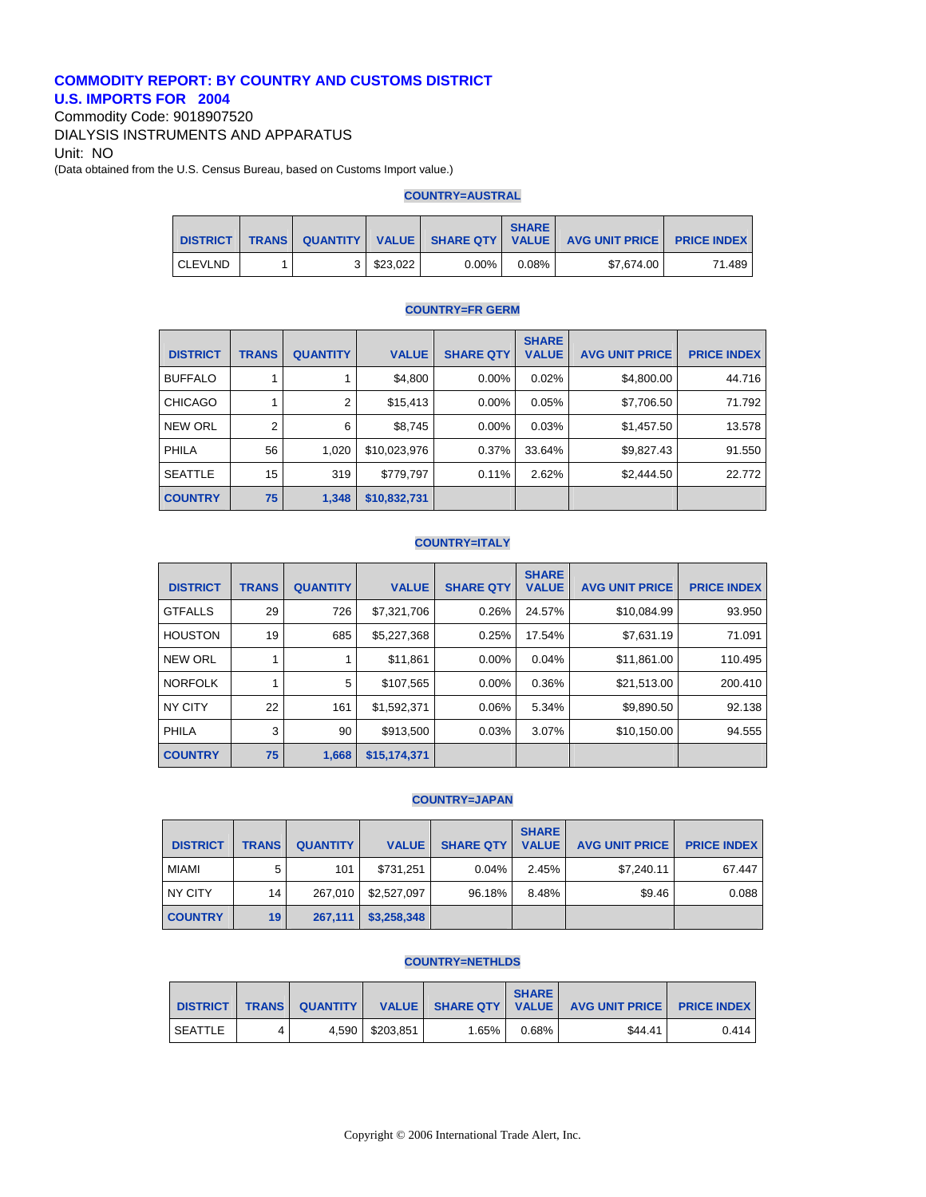# COMMODITY REPORT: BY COUNTRY AND CUSTOMS DISTRICT
## U.S. IMPORTS FOR 2004

Commodity Code: 9018907520

DIALYSIS INSTRUMENTS AND APPARATUS

Unit: NO

(Data obtained from the U.S. Census Bureau, based on Customs Import value.)

### COUNTRY=AUSTRAL

| DISTRICT | TRANS | QUANTITY | VALUE | SHARE QTY | SHARE VALUE | AVG UNIT PRICE | PRICE INDEX |
|---|---|---|---|---|---|---|---|
| CLEVLND | 1 | 3 | $23,022 | 0.00% | 0.08% | $7,674.00 | 71.489 |

### COUNTRY=FR GERM

| DISTRICT | TRANS | QUANTITY | VALUE | SHARE QTY | SHARE VALUE | AVG UNIT PRICE | PRICE INDEX |
|---|---|---|---|---|---|---|---|
| BUFFALO | 1 | 1 | $4,800 | 0.00% | 0.02% | $4,800.00 | 44.716 |
| CHICAGO | 1 | 2 | $15,413 | 0.00% | 0.05% | $7,706.50 | 71.792 |
| NEW ORL | 2 | 6 | $8,745 | 0.00% | 0.03% | $1,457.50 | 13.578 |
| PHILA | 56 | 1,020 | $10,023,976 | 0.37% | 33.64% | $9,827.43 | 91.550 |
| SEATTLE | 15 | 319 | $779,797 | 0.11% | 2.62% | $2,444.50 | 22.772 |
| **COUNTRY** | **75** | **1,348** | **$10,832,731** | | | | |

### COUNTRY=ITALY

| DISTRICT | TRANS | QUANTITY | VALUE | SHARE QTY | SHARE VALUE | AVG UNIT PRICE | PRICE INDEX |
|---|---|---|---|---|---|---|---|
| GTFALLS | 29 | 726 | $7,321,706 | 0.26% | 24.57% | $10,084.99 | 93.950 |
| HOUSTON | 19 | 685 | $5,227,368 | 0.25% | 17.54% | $7,631.19 | 71.091 |
| NEW ORL | 1 | 1 | $11,861 | 0.00% | 0.04% | $11,861.00 | 110.495 |
| NORFOLK | 1 | 5 | $107,565 | 0.00% | 0.36% | $21,513.00 | 200.410 |
| NY CITY | 22 | 161 | $1,592,371 | 0.06% | 5.34% | $9,890.50 | 92.138 |
| PHILA | 3 | 90 | $913,500 | 0.03% | 3.07% | $10,150.00 | 94.555 |
| **COUNTRY** | **75** | **1,668** | **$15,174,371** | | | | |

### COUNTRY=JAPAN

| DISTRICT | TRANS | QUANTITY | VALUE | SHARE QTY | SHARE VALUE | AVG UNIT PRICE | PRICE INDEX |
|---|---|---|---|---|---|---|---|
| MIAMI | 5 | 101 | $731,251 | 0.04% | 2.45% | $7,240.11 | 67.447 |
| NY CITY | 14 | 267,010 | $2,527,097 | 96.18% | 8.48% | $9.46 | 0.088 |
| **COUNTRY** | **19** | **267,111** | **$3,258,348** | | | | |

### COUNTRY=NETHLDS

| DISTRICT | TRANS | QUANTITY | VALUE | SHARE QTY | SHARE VALUE | AVG UNIT PRICE | PRICE INDEX |
|---|---|---|---|---|---|---|---|
| SEATTLE | 4 | 4,590 | $203,851 | 1.65% | 0.68% | $44.41 | 0.414 |

Copyright © 2006 International Trade Alert, Inc.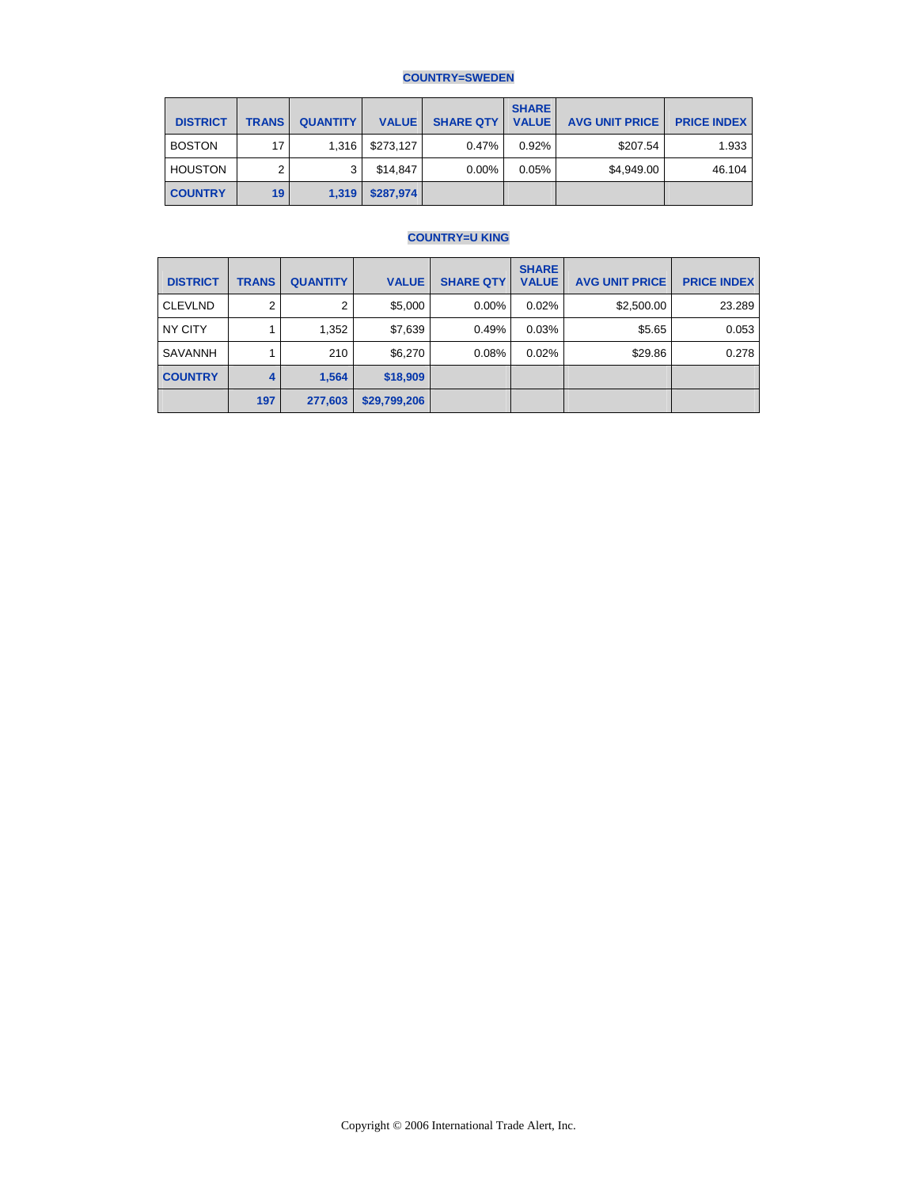**COUNTRY=SWEDEN**

| DISTRICT | TRANS | QUANTITY | VALUE | SHARE QTY | SHARE VALUE | AVG UNIT PRICE | PRICE INDEX |
|---|---|---|---|---|---|---|---|
| BOSTON | 17 | 1,316 | $273,127 | 0.47% | 0.92% | $207.54 | 1.933 |
| HOUSTON | 2 | 3 | $14,847 | 0.00% | 0.05% | $4,949.00 | 46.104 |
| **COUNTRY** | **19** | **1,319** | **$287,974** | | | | |

**COUNTRY=U KING**

| DISTRICT | TRANS | QUANTITY | VALUE | SHARE QTY | SHARE VALUE | AVG UNIT PRICE | PRICE INDEX |
|---|---|---|---|---|---|---|---|
| CLEVLND | 2 | 2 | $5,000 | 0.00% | 0.02% | $2,500.00 | 23.289 |
| NY CITY | 1 | 1,352 | $7,639 | 0.49% | 0.03% | $5.65 | 0.053 |
| SAVANNH | 1 | 210 | $6,270 | 0.08% | 0.02% | $29.86 | 0.278 |
| **COUNTRY** | **4** | **1,564** | **$18,909** | | | | |
| | **197** | **277,603** | **$29,799,206** | | | | |

Copyright © 2006 International Trade Alert, Inc.